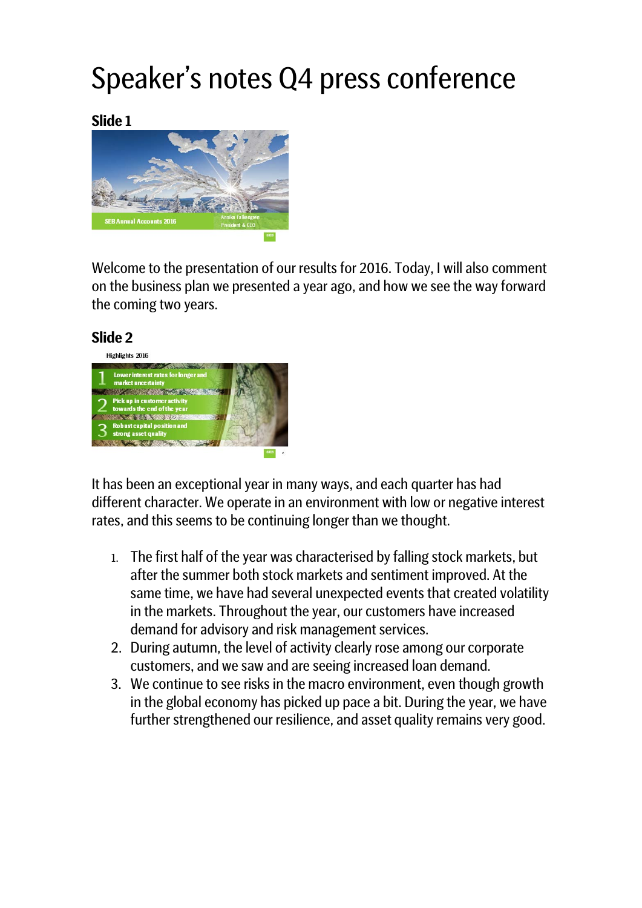# Speaker's notes Q4 press conference

## Slide 1

Welcome to the presentation of our results for 2016. Today, I will also comment on the business plan we presented a year ago, and how we see the way forward the coming two years.

## Slide 2

It has been an exceptional year in many ways, and each quarter has had different character. We operate in an environment with low or negative interest rates, and this seems to be continuing longer than we thought.

1. The first half of the year was characterised by falling stock markets, but after the summer both stock markets and sentiment improved. At the same time, we have had several unexpected events that created volatility in the markets. Throughout the year, our customers have increased demand for advisory and risk management services.
2. During autumn, the level of activity clearly rose among our corporate customers, and we saw and are seeing increased loan demand.
3. We continue to see risks in the macro environment, even though growth in the global economy has picked up pace a bit. During the year, we have further strengthened our resilience, and asset quality remains very good.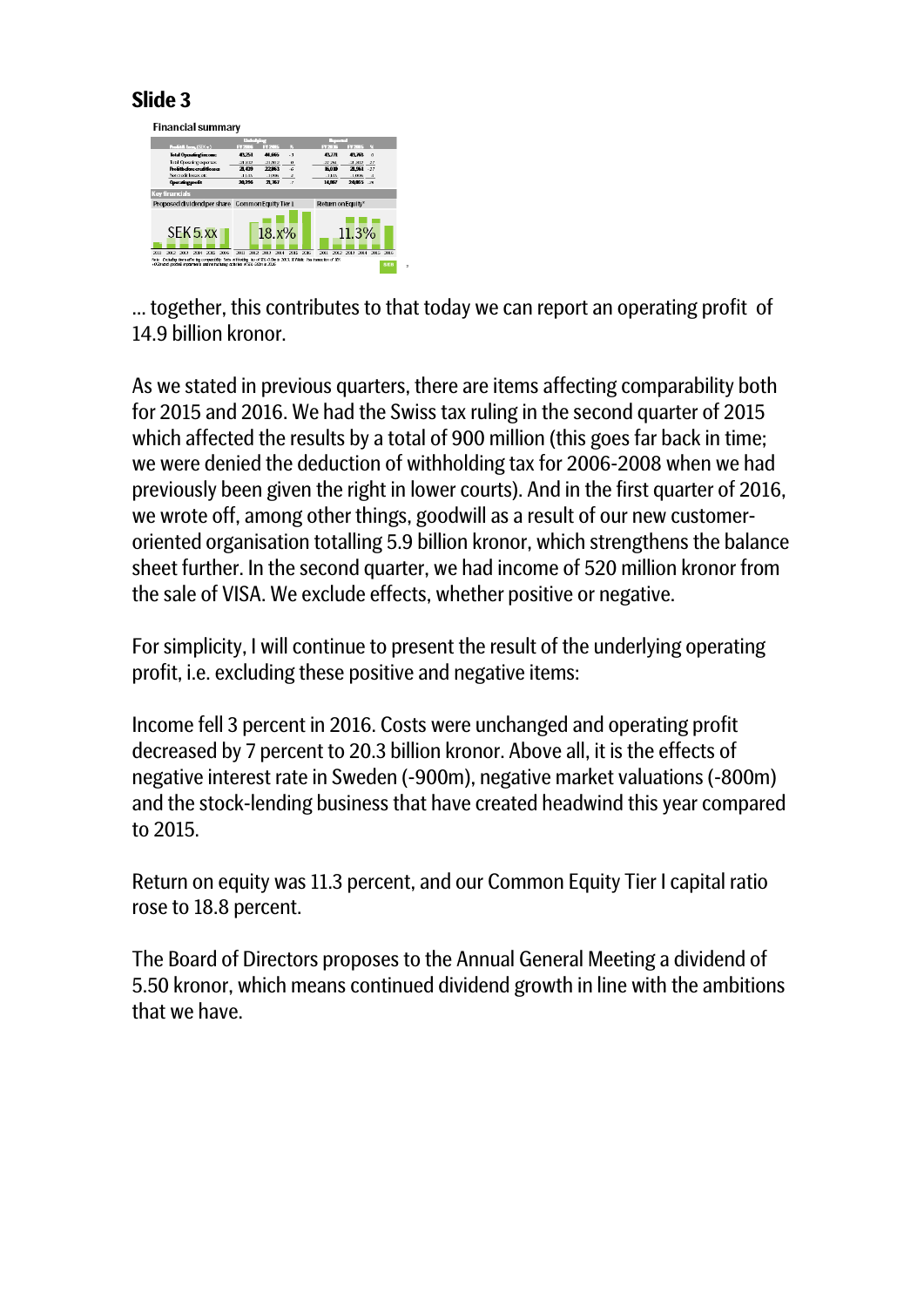## Slide 3

... together, this contributes to that today we can report an operating profit of 14.9 billion kronor.

As we stated in previous quarters, there are items affecting comparability both for 2015 and 2016. We had the Swiss tax ruling in the second quarter of 2015 which affected the results by a total of 900 million (this goes far back in time; we were denied the deduction of withholding tax for 2006-2008 when we had previously been given the right in lower courts). And in the first quarter of 2016, we wrote off, among other things, goodwill as a result of our new customer-oriented organisation totalling 5.9 billion kronor, which strengthens the balance sheet further. In the second quarter, we had income of 520 million kronor from the sale of VISA. We exclude effects, whether positive or negative.

For simplicity, I will continue to present the result of the underlying operating profit, i.e. excluding these positive and negative items:

Income fell 3 percent in 2016. Costs were unchanged and operating profit decreased by 7 percent to 20.3 billion kronor. Above all, it is the effects of negative interest rate in Sweden (-900m), negative market valuations (-800m) and the stock-lending business that have created headwind this year compared to 2015.

Return on equity was 11.3 percent, and our Common Equity Tier I capital ratio rose to 18.8 percent.

The Board of Directors proposes to the Annual General Meeting a dividend of 5.50 kronor, which means continued dividend growth in line with the ambitions that we have.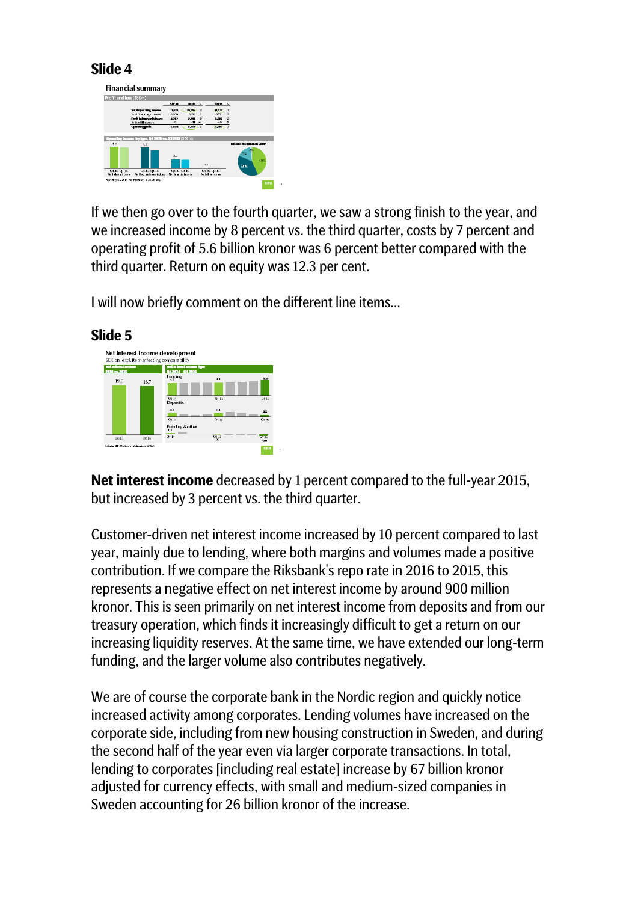## Slide 4

If we then go over to the fourth quarter, we saw a strong finish to the year, and we increased income by 8 percent vs. the third quarter, costs by 7 percent and operating profit of 5.6 billion kronor was 6 percent better compared with the third quarter. Return on equity was 12.3 per cent.

I will now briefly comment on the different line items...

## Slide 5

**Net interest income** decreased by 1 percent compared to the full-year 2015, but increased by 3 percent vs. the third quarter.

Customer-driven net interest income increased by 10 percent compared to last year, mainly due to lending, where both margins and volumes made a positive contribution. If we compare the Riksbank's repo rate in 2016 to 2015, this represents a negative effect on net interest income by around 900 million kronor. This is seen primarily on net interest income from deposits and from our treasury operation, which finds it increasingly difficult to get a return on our increasing liquidity reserves. At the same time, we have extended our long-term funding, and the larger volume also contributes negatively.

We are of course the corporate bank in the Nordic region and quickly notice increased activity among corporates. Lending volumes have increased on the corporate side, including from new housing construction in Sweden, and during the second half of the year even via larger corporate transactions. In total, lending to corporates [including real estate] increase by 67 billion kronor adjusted for currency effects, with small and medium-sized companies in Sweden accounting for 26 billion kronor of the increase.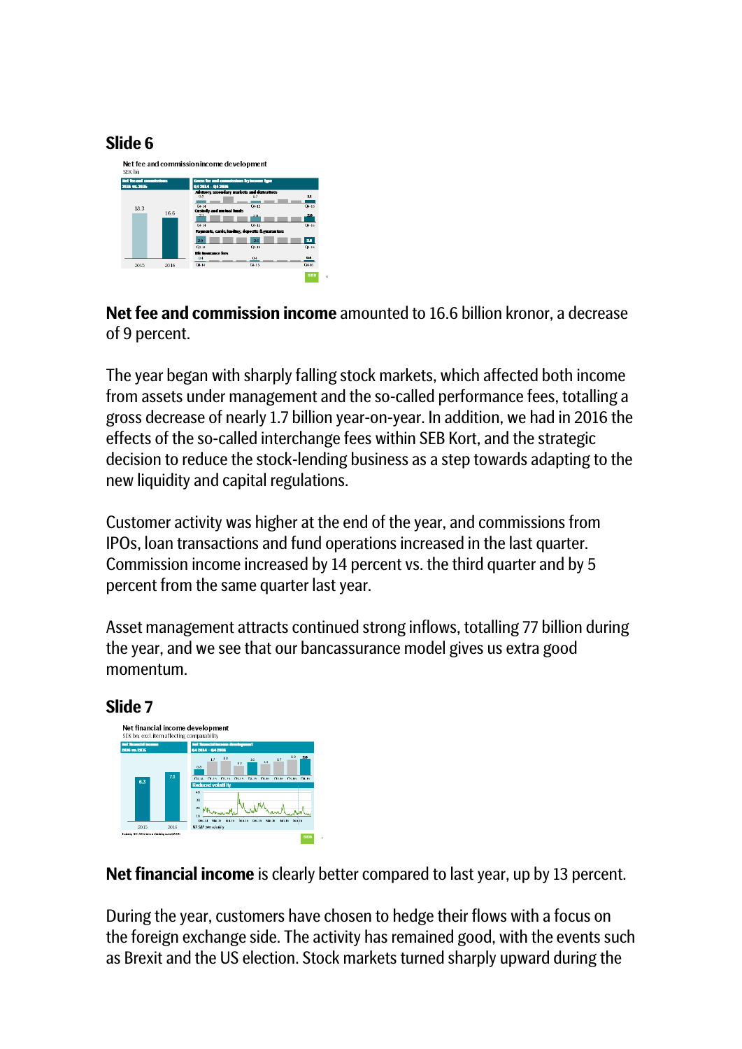## Slide 6

**Net fee and commission income** amounted to 16.6 billion kronor, a decrease of 9 percent.

The year began with sharply falling stock markets, which affected both income from assets under management and the so-called performance fees, totalling a gross decrease of nearly 1.7 billion year-on-year. In addition, we had in 2016 the effects of the so-called interchange fees within SEB Kort, and the strategic decision to reduce the stock-lending business as a step towards adapting to the new liquidity and capital regulations.

Customer activity was higher at the end of the year, and commissions from IPOs, loan transactions and fund operations increased in the last quarter. Commission income increased by 14 percent vs. the third quarter and by 5 percent from the same quarter last year.

Asset management attracts continued strong inflows, totalling 77 billion during the year, and we see that our bancassurance model gives us extra good momentum.

## Slide 7

**Net financial income** is clearly better compared to last year, up by 13 percent.

During the year, customers have chosen to hedge their flows with a focus on the foreign exchange side. The activity has remained good, with the events such as Brexit and the US election. Stock markets turned sharply upward during the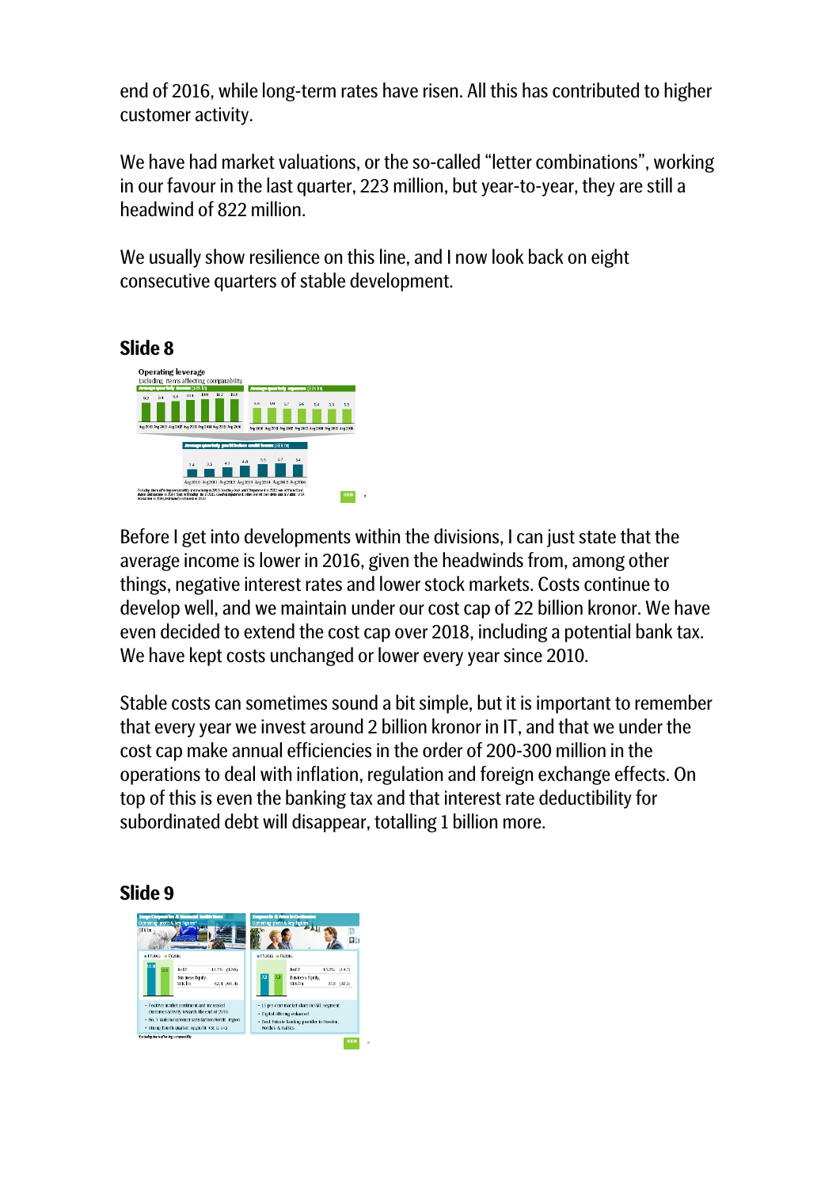end of 2016, while long-term rates have risen. All this has contributed to higher customer activity.

We have had market valuations, or the so-called "letter combinations", working in our favour in the last quarter, 223 million, but year-to-year, they are still a headwind of 822 million.

We usually show resilience on this line, and I now look back on eight consecutive quarters of stable development.

## Slide 8

Before I get into developments within the divisions, I can just state that the average income is lower in 2016, given the headwinds from, among other things, negative interest rates and lower stock markets. Costs continue to develop well, and we maintain under our cost cap of 22 billion kronor. We have even decided to extend the cost cap over 2018, including a potential bank tax. We have kept costs unchanged or lower every year since 2010.

Stable costs can sometimes sound a bit simple, but it is important to remember that every year we invest around 2 billion kronor in IT, and that we under the cost cap make annual efficiencies in the order of 200-300 million in the operations to deal with inflation, regulation and foreign exchange effects. On top of this is even the banking tax and that interest rate deductibility for subordinated debt will disappear, totalling 1 billion more.

## Slide 9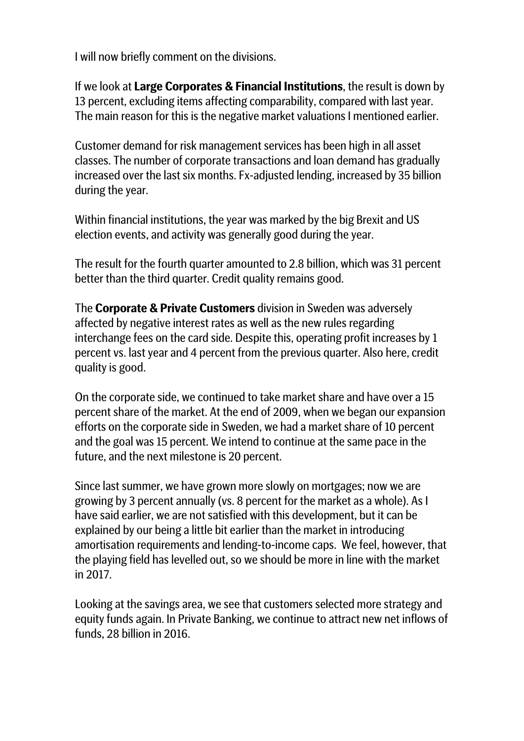I will now briefly comment on the divisions.

If we look at **Large Corporates & Financial Institutions**, the result is down by 13 percent, excluding items affecting comparability, compared with last year. The main reason for this is the negative market valuations I mentioned earlier.

Customer demand for risk management services has been high in all asset classes. The number of corporate transactions and loan demand has gradually increased over the last six months. Fx-adjusted lending, increased by 35 billion during the year.

Within financial institutions, the year was marked by the big Brexit and US election events, and activity was generally good during the year.

The result for the fourth quarter amounted to 2.8 billion, which was 31 percent better than the third quarter. Credit quality remains good.

The **Corporate & Private Customers** division in Sweden was adversely affected by negative interest rates as well as the new rules regarding interchange fees on the card side. Despite this, operating profit increases by 1 percent vs. last year and 4 percent from the previous quarter. Also here, credit quality is good.

On the corporate side, we continued to take market share and have over a 15 percent share of the market. At the end of 2009, when we began our expansion efforts on the corporate side in Sweden, we had a market share of 10 percent and the goal was 15 percent. We intend to continue at the same pace in the future, and the next milestone is 20 percent.

Since last summer, we have grown more slowly on mortgages; now we are growing by 3 percent annually (vs. 8 percent for the market as a whole). As I have said earlier, we are not satisfied with this development, but it can be explained by our being a little bit earlier than the market in introducing amortisation requirements and lending-to-income caps. We feel, however, that the playing field has levelled out, so we should be more in line with the market in 2017.

Looking at the savings area, we see that customers selected more strategy and equity funds again. In Private Banking, we continue to attract new net inflows of funds, 28 billion in 2016.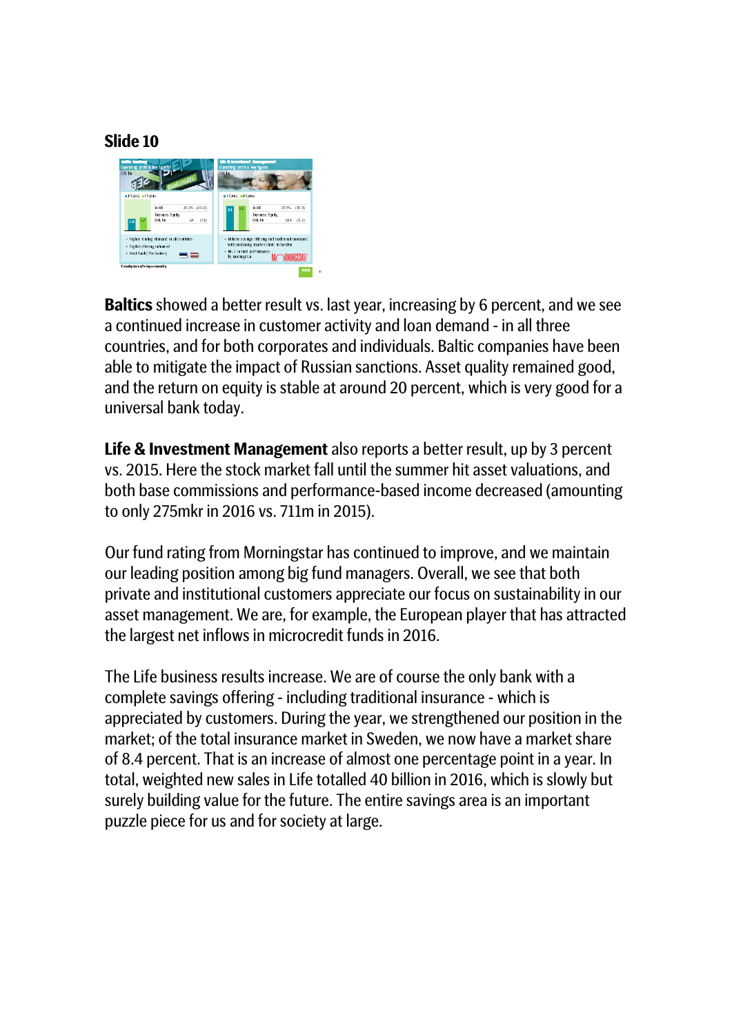## Slide 10

**Baltics** showed a better result vs. last year, increasing by 6 percent, and we see a continued increase in customer activity and loan demand - in all three countries, and for both corporates and individuals. Baltic companies have been able to mitigate the impact of Russian sanctions. Asset quality remained good, and the return on equity is stable at around 20 percent, which is very good for a universal bank today.

**Life & Investment Management** also reports a better result, up by 3 percent vs. 2015. Here the stock market fall until the summer hit asset valuations, and both base commissions and performance-based income decreased (amounting to only 275mkr in 2016 vs. 711m in 2015).

Our fund rating from Morningstar has continued to improve, and we maintain our leading position among big fund managers. Overall, we see that both private and institutional customers appreciate our focus on sustainability in our asset management. We are, for example, the European player that has attracted the largest net inflows in microcredit funds in 2016.

The Life business results increase. We are of course the only bank with a complete savings offering - including traditional insurance - which is appreciated by customers. During the year, we strengthened our position in the market; of the total insurance market in Sweden, we now have a market share of 8.4 percent. That is an increase of almost one percentage point in a year. In total, weighted new sales in Life totalled 40 billion in 2016, which is slowly but surely building value for the future. The entire savings area is an important puzzle piece for us and for society at large.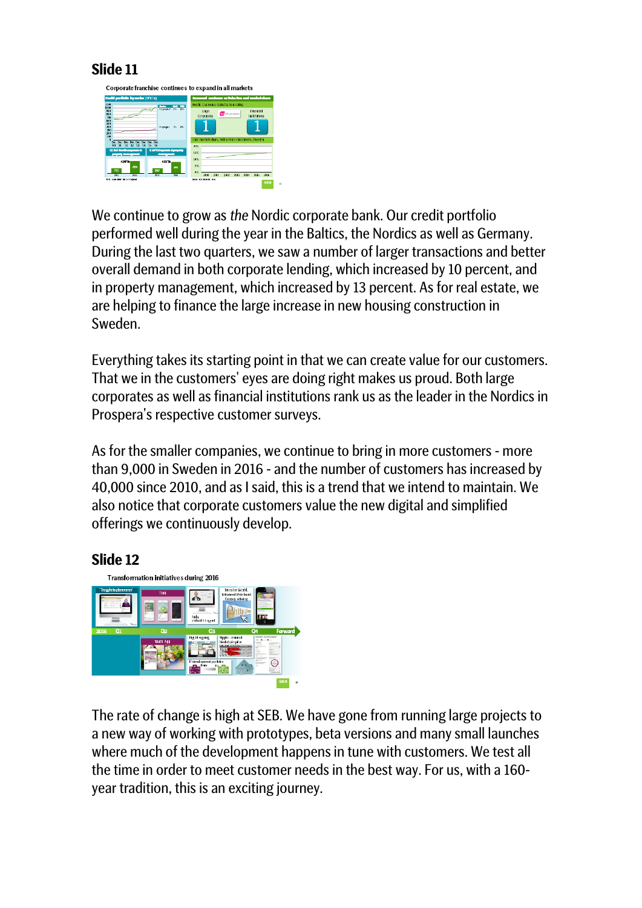## Slide 11

We continue to grow as *the* Nordic corporate bank. Our credit portfolio performed well during the year in the Baltics, the Nordics as well as Germany. During the last two quarters, we saw a number of larger transactions and better overall demand in both corporate lending, which increased by 10 percent, and in property management, which increased by 13 percent. As for real estate, we are helping to finance the large increase in new housing construction in Sweden.

Everything takes its starting point in that we can create value for our customers. That we in the customers' eyes are doing right makes us proud. Both large corporates as well as financial institutions rank us as the leader in the Nordics in Prospera's respective customer surveys.

As for the smaller companies, we continue to bring in more customers - more than 9,000 in Sweden in 2016 - and the number of customers has increased by 40,000 since 2010, and as I said, this is a trend that we intend to maintain. We also notice that corporate customers value the new digital and simplified offerings we continuously develop.

## Slide 12

The rate of change is high at SEB. We have gone from running large projects to a new way of working with prototypes, beta versions and many small launches where much of the development happens in tune with customers. We test all the time in order to meet customer needs in the best way. For us, with a 160-year tradition, this is an exciting journey.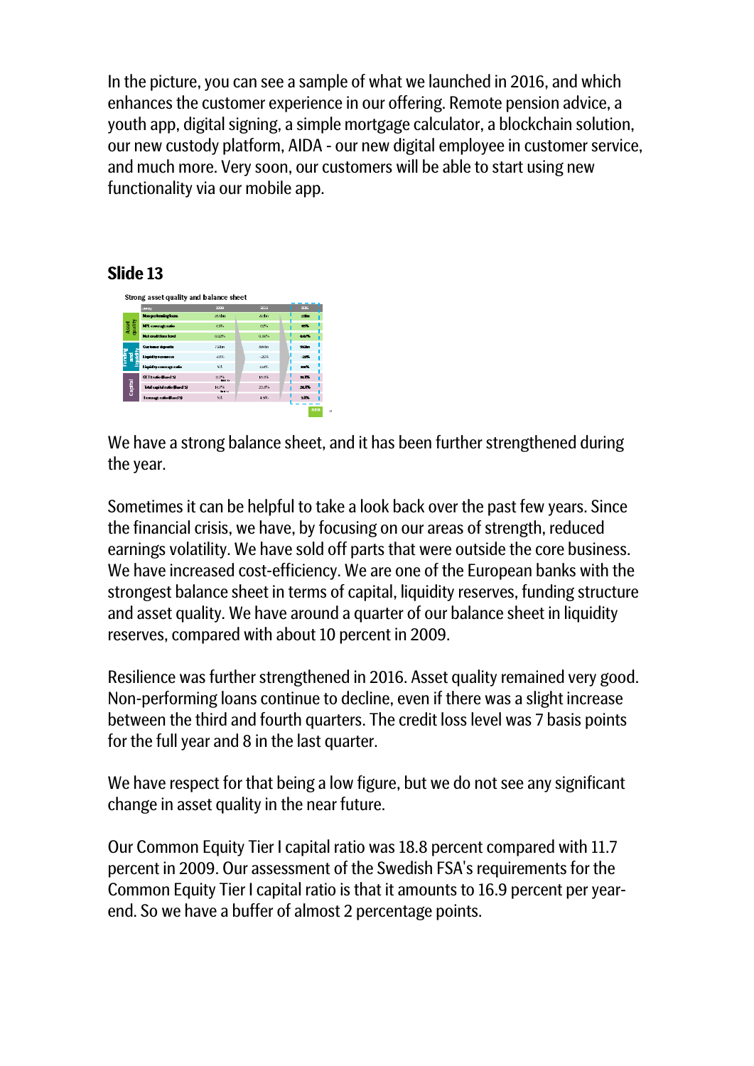In the picture, you can see a sample of what we launched in 2016, and which enhances the customer experience in our offering. Remote pension advice, a youth app, digital signing, a simple mortgage calculator, a blockchain solution, our new custody platform, AIDA - our new digital employee in customer service, and much more. Very soon, our customers will be able to start using new functionality via our mobile app.

## Slide 13

Strong asset quality and balance sheet

We have a strong balance sheet, and it has been further strengthened during the year.

Sometimes it can be helpful to take a look back over the past few years. Since the financial crisis, we have, by focusing on our areas of strength, reduced earnings volatility. We have sold off parts that were outside the core business. We have increased cost-efficiency. We are one of the European banks with the strongest balance sheet in terms of capital, liquidity reserves, funding structure and asset quality. We have around a quarter of our balance sheet in liquidity reserves, compared with about 10 percent in 2009.

Resilience was further strengthened in 2016. Asset quality remained very good. Non-performing loans continue to decline, even if there was a slight increase between the third and fourth quarters. The credit loss level was 7 basis points for the full year and 8 in the last quarter.

We have respect for that being a low figure, but we do not see any significant change in asset quality in the near future.

Our Common Equity Tier I capital ratio was 18.8 percent compared with 11.7 percent in 2009. Our assessment of the Swedish FSA's requirements for the Common Equity Tier I capital ratio is that it amounts to 16.9 percent per year-end. So we have a buffer of almost 2 percentage points.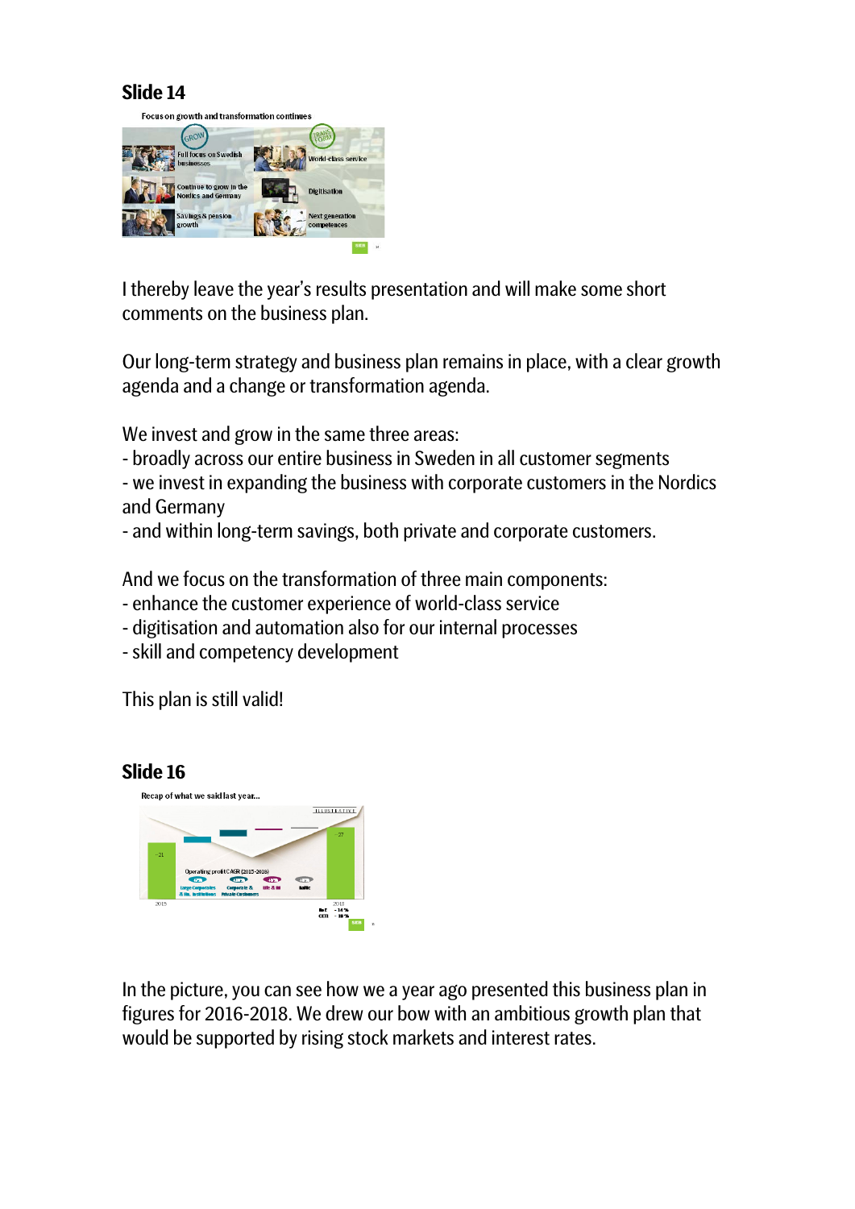## Slide 14

I thereby leave the year's results presentation and will make some short comments on the business plan.

Our long-term strategy and business plan remains in place, with a clear growth agenda and a change or transformation agenda.

We invest and grow in the same three areas:
- broadly across our entire business in Sweden in all customer segments
- we invest in expanding the business with corporate customers in the Nordics and Germany
- and within long-term savings, both private and corporate customers.

And we focus on the transformation of three main components:
- enhance the customer experience of world-class service
- digitisation and automation also for our internal processes
- skill and competency development

This plan is still valid!

## Slide 16

In the picture, you can see how we a year ago presented this business plan in figures for 2016-2018. We drew our bow with an ambitious growth plan that would be supported by rising stock markets and interest rates.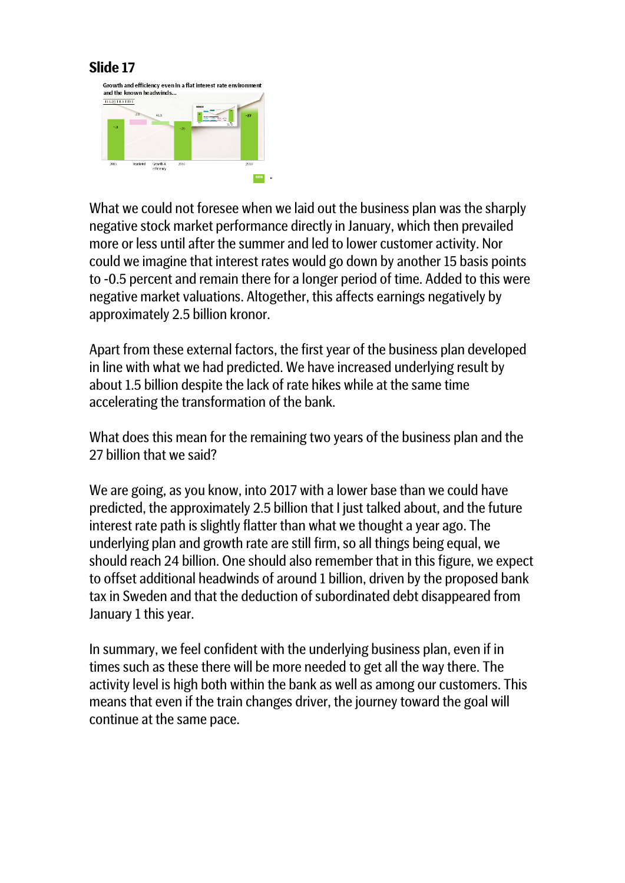## Slide 17

What we could not foresee when we laid out the business plan was the sharply negative stock market performance directly in January, which then prevailed more or less until after the summer and led to lower customer activity. Nor could we imagine that interest rates would go down by another 15 basis points to -0.5 percent and remain there for a longer period of time. Added to this were negative market valuations. Altogether, this affects earnings negatively by approximately 2.5 billion kronor.

Apart from these external factors, the first year of the business plan developed in line with what we had predicted. We have increased underlying result by about 1.5 billion despite the lack of rate hikes while at the same time accelerating the transformation of the bank.

What does this mean for the remaining two years of the business plan and the 27 billion that we said?

We are going, as you know, into 2017 with a lower base than we could have predicted, the approximately 2.5 billion that I just talked about, and the future interest rate path is slightly flatter than what we thought a year ago. The underlying plan and growth rate are still firm, so all things being equal, we should reach 24 billion. One should also remember that in this figure, we expect to offset additional headwinds of around 1 billion, driven by the proposed bank tax in Sweden and that the deduction of subordinated debt disappeared from January 1 this year.

In summary, we feel confident with the underlying business plan, even if in times such as these there will be more needed to get all the way there. The activity level is high both within the bank as well as among our customers. This means that even if the train changes driver, the journey toward the goal will continue at the same pace.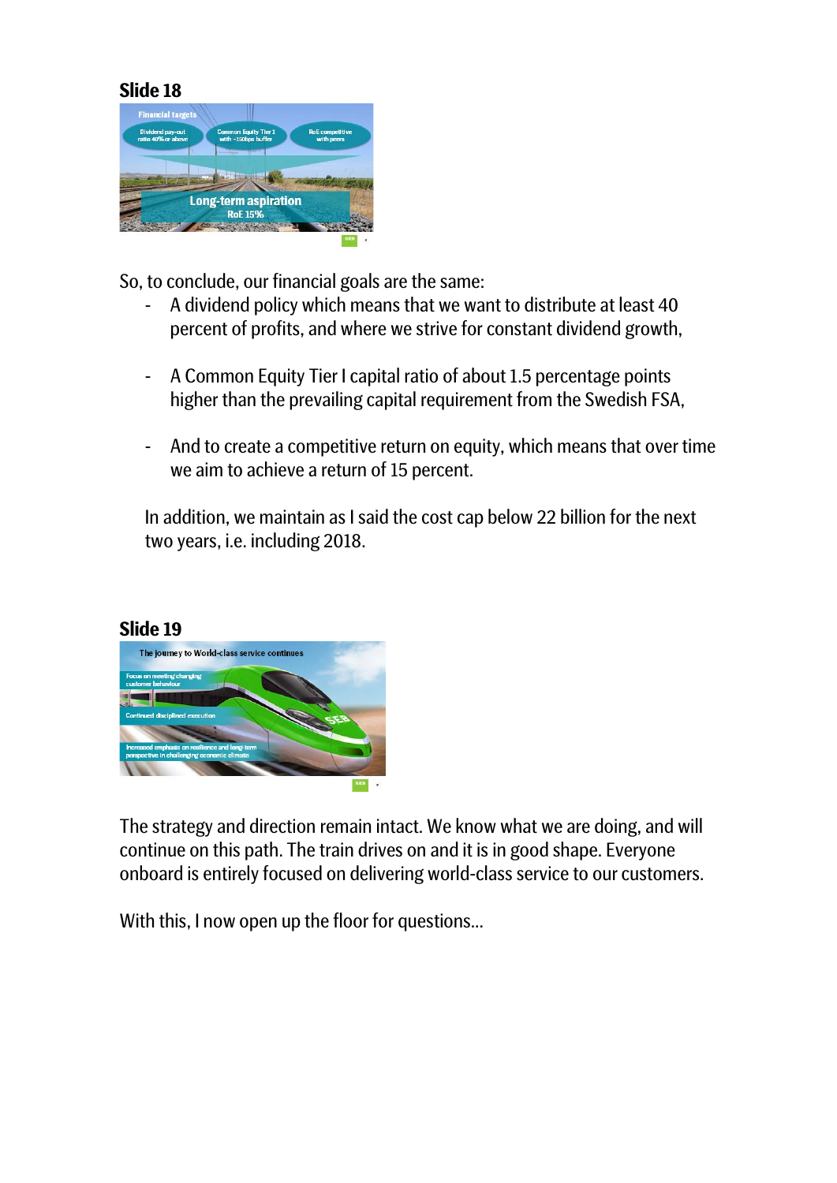## Slide 18

So, to conclude, our financial goals are the same:

- A dividend policy which means that we want to distribute at least 40 percent of profits, and where we strive for constant dividend growth,

- A Common Equity Tier I capital ratio of about 1.5 percentage points higher than the prevailing capital requirement from the Swedish FSA,

- And to create a competitive return on equity, which means that over time we aim to achieve a return of 15 percent.

In addition, we maintain as I said the cost cap below 22 billion for the next two years, i.e. including 2018.

## Slide 19

The strategy and direction remain intact. We know what we are doing, and will continue on this path. The train drives on and it is in good shape. Everyone onboard is entirely focused on delivering world-class service to our customers.

With this, I now open up the floor for questions...